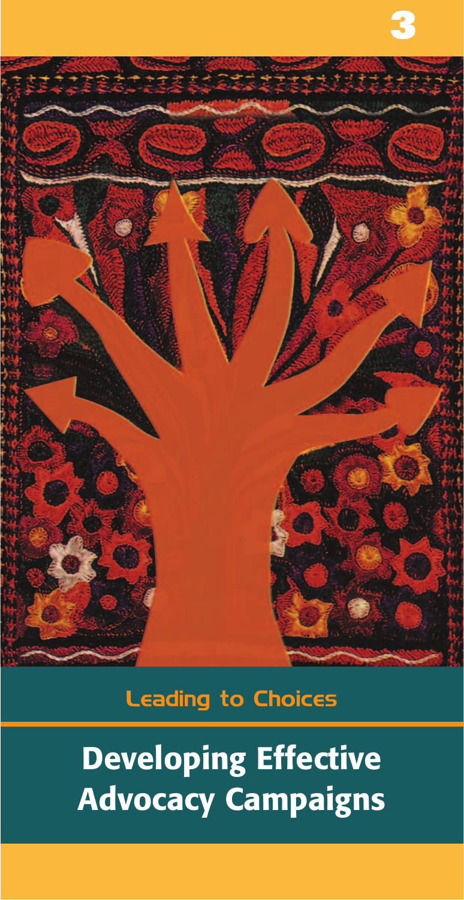3

Leading to Choices

# Developing Effective Advocacy Campaigns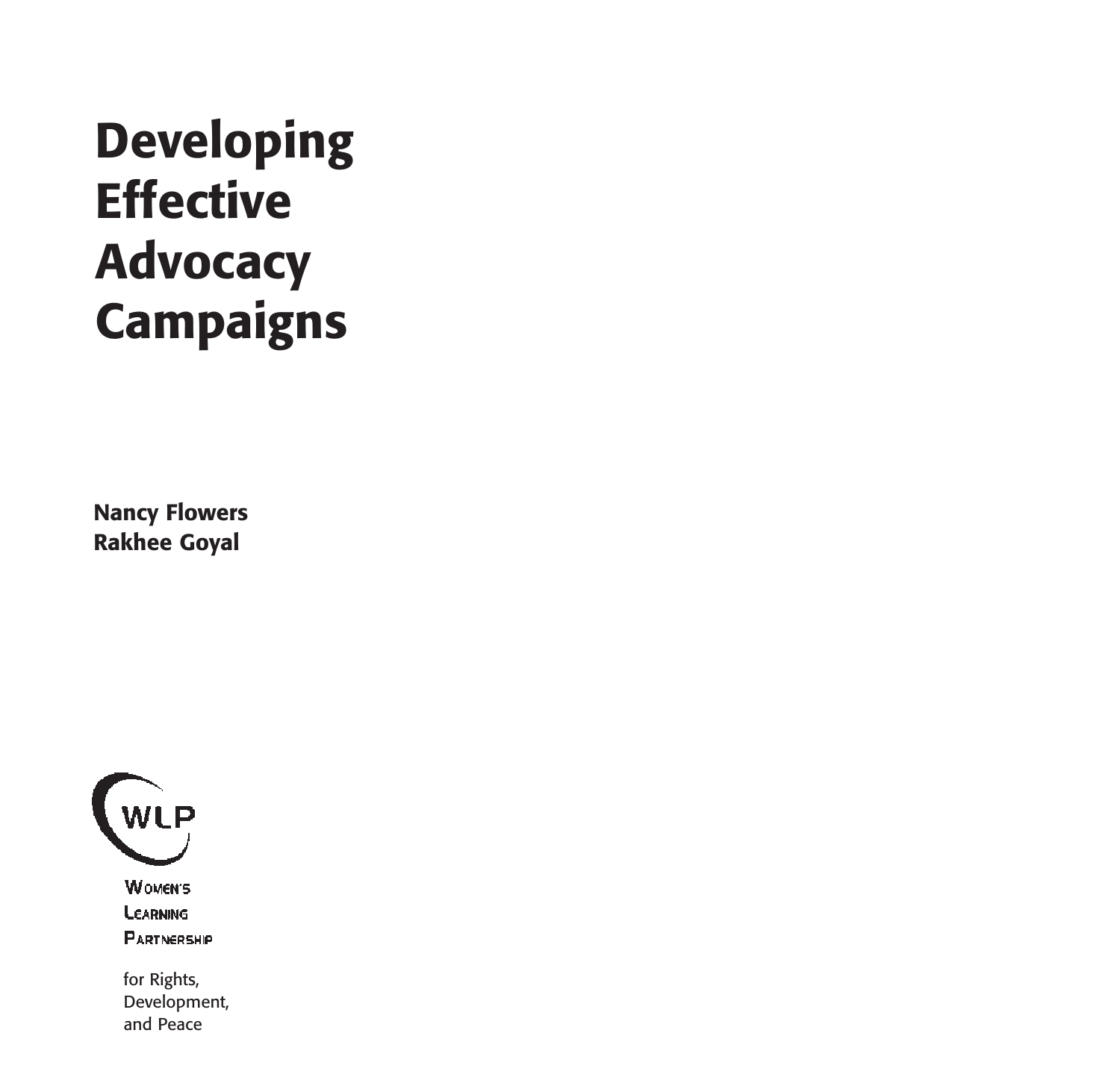# Developing Effective Advocacy Campaigns

**Nancy Flowers**
**Rakhee Goyal**

WLP

Women's
Learning
Partnership

for Rights,
Development,
and Peace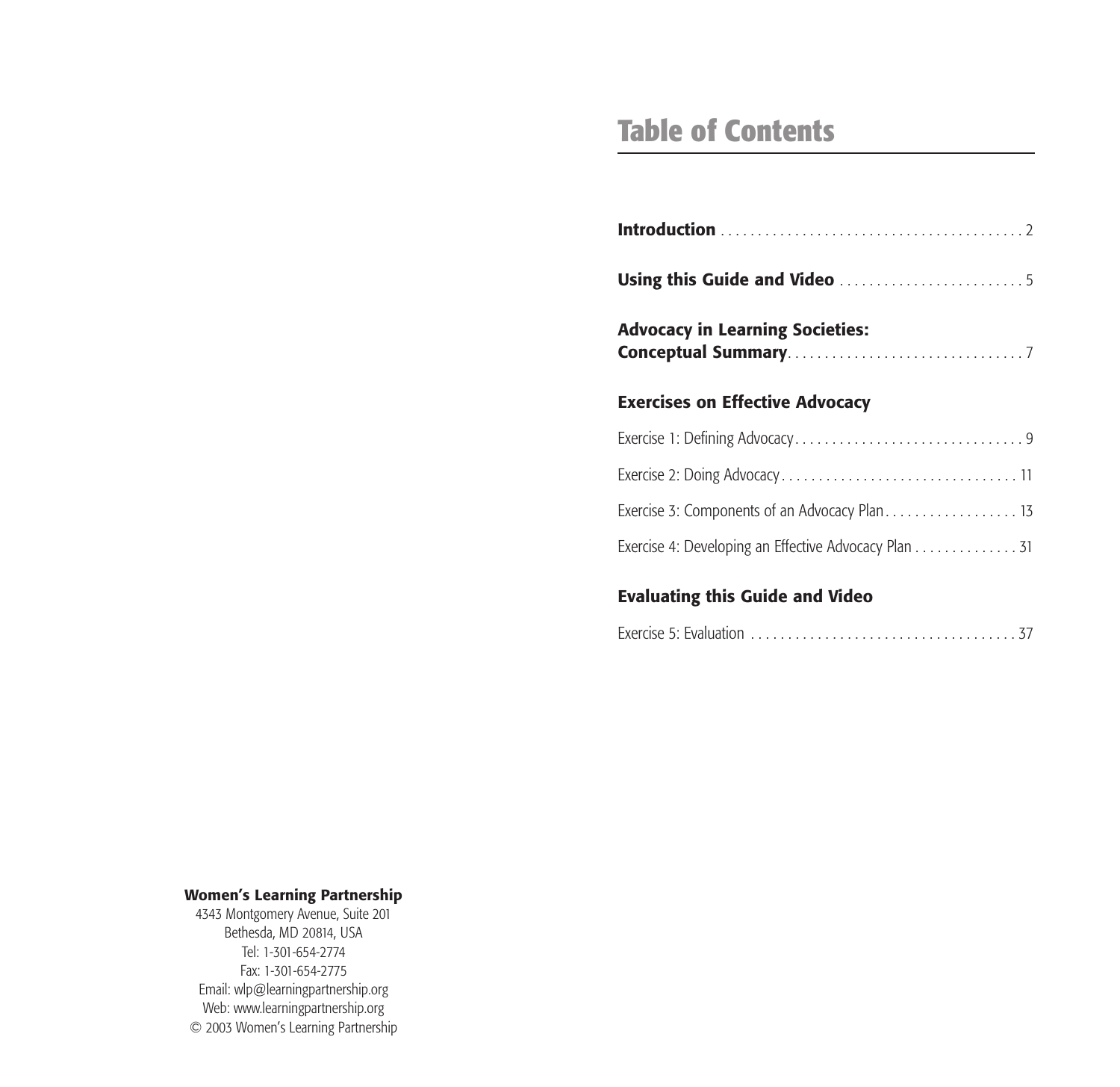# Table of Contents

**Introduction** . . . . . . . . . . . . . . . . . . . . . . . . . . . . . . . . . . . . . . . . . 2

**Using this Guide and Video** . . . . . . . . . . . . . . . . . . . . . . . . . 5

**Advocacy in Learning Societies: Conceptual Summary** . . . . . . . . . . . . . . . . . . . . . . . . . . . . . . . . 7

## Exercises on Effective Advocacy

Exercise 1: Defining Advocacy . . . . . . . . . . . . . . . . . . . . . . . . . . . . . . . 9

Exercise 2: Doing Advocacy . . . . . . . . . . . . . . . . . . . . . . . . . . . . . . . . 11

Exercise 3: Components of an Advocacy Plan . . . . . . . . . . . . . . . . . . 13

Exercise 4: Developing an Effective Advocacy Plan . . . . . . . . . . . . . . 31

## Evaluating this Guide and Video

Exercise 5: Evaluation . . . . . . . . . . . . . . . . . . . . . . . . . . . . . . . . . . . . 37

**Women's Learning Partnership**
4343 Montgomery Avenue, Suite 201
Bethesda, MD 20814, USA
Tel: 1-301-654-2774
Fax: 1-301-654-2775
Email: wlp@learningpartnership.org
Web: www.learningpartnership.org
© 2003 Women's Learning Partnership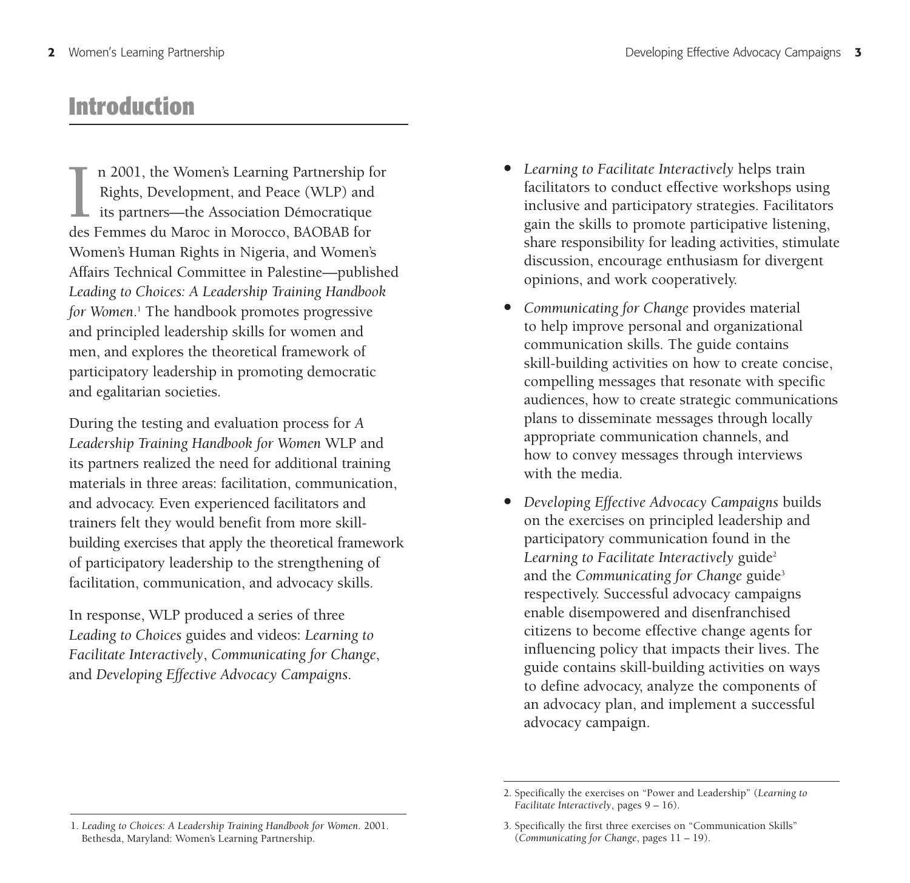# Introduction

In 2001, the Women's Learning Partnership for Rights, Development, and Peace (WLP) and its partners—the Association Démocratique des Femmes du Maroc in Morocco, BAOBAB for Women's Human Rights in Nigeria, and Women's Affairs Technical Committee in Palestine—published *Leading to Choices: A Leadership Training Handbook for Women*.[1] The handbook promotes progressive and principled leadership skills for women and men, and explores the theoretical framework of participatory leadership in promoting democratic and egalitarian societies.

During the testing and evaluation process for *A Leadership Training Handbook for Women* WLP and its partners realized the need for additional training materials in three areas: facilitation, communication, and advocacy. Even experienced facilitators and trainers felt they would benefit from more skill-building exercises that apply the theoretical framework of participatory leadership to the strengthening of facilitation, communication, and advocacy skills.

In response, WLP produced a series of three *Leading to Choices* guides and videos: *Learning to Facilitate Interactively*, *Communicating for Change*, and *Developing Effective Advocacy Campaigns*.

- *Learning to Facilitate Interactively* helps train facilitators to conduct effective workshops using inclusive and participatory strategies. Facilitators gain the skills to promote participative listening, share responsibility for leading activities, stimulate discussion, encourage enthusiasm for divergent opinions, and work cooperatively.
- *Communicating for Change* provides material to help improve personal and organizational communication skills. The guide contains skill-building activities on how to create concise, compelling messages that resonate with specific audiences, how to create strategic communications plans to disseminate messages through locally appropriate communication channels, and how to convey messages through interviews with the media.
- *Developing Effective Advocacy Campaigns* builds on the exercises on principled leadership and participatory communication found in the *Learning to Facilitate Interactively* guide[2] and the *Communicating for Change* guide[3] respectively. Successful advocacy campaigns enable disempowered and disenfranchised citizens to become effective change agents for influencing policy that impacts their lives. The guide contains skill-building activities on ways to define advocacy, analyze the components of an advocacy plan, and implement a successful advocacy campaign.

---

1. *Leading to Choices: A Leadership Training Handbook for Women*. 2001. Bethesda, Maryland: Women's Learning Partnership.

2. Specifically the exercises on "Power and Leadership" (*Learning to Facilitate Interactively*, pages 9 – 16).

3. Specifically the first three exercises on "Communication Skills" (*Communicating for Change*, pages 11 – 19).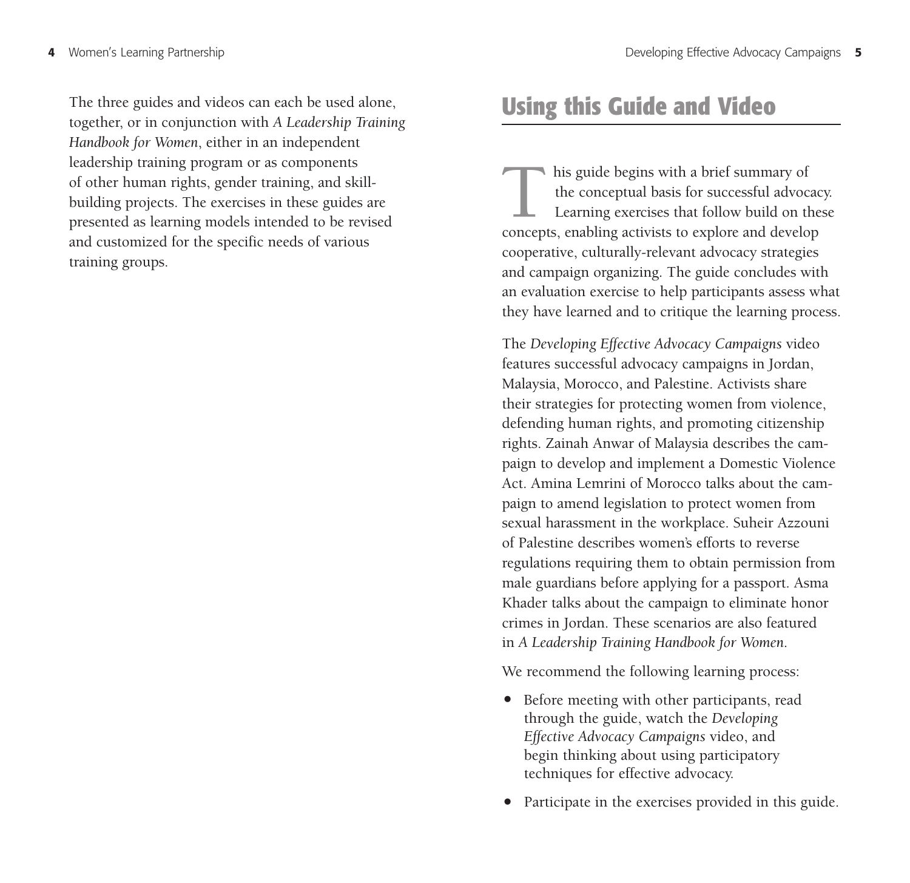The three guides and videos can each be used alone, together, or in conjunction with *A Leadership Training Handbook for Women*, either in an independent leadership training program or as components of other human rights, gender training, and skill-building projects. The exercises in these guides are presented as learning models intended to be revised and customized for the specific needs of various training groups.

## Using this Guide and Video

This guide begins with a brief summary of the conceptual basis for successful advocacy. Learning exercises that follow build on these concepts, enabling activists to explore and develop cooperative, culturally-relevant advocacy strategies and campaign organizing. The guide concludes with an evaluation exercise to help participants assess what they have learned and to critique the learning process.

The *Developing Effective Advocacy Campaigns* video features successful advocacy campaigns in Jordan, Malaysia, Morocco, and Palestine. Activists share their strategies for protecting women from violence, defending human rights, and promoting citizenship rights. Zainah Anwar of Malaysia describes the campaign to develop and implement a Domestic Violence Act. Amina Lemrini of Morocco talks about the campaign to amend legislation to protect women from sexual harassment in the workplace. Suheir Azzouni of Palestine describes women's efforts to reverse regulations requiring them to obtain permission from male guardians before applying for a passport. Asma Khader talks about the campaign to eliminate honor crimes in Jordan. These scenarios are also featured in *A Leadership Training Handbook for Women*.

We recommend the following learning process:

- Before meeting with other participants, read through the guide, watch the *Developing Effective Advocacy Campaigns* video, and begin thinking about using participatory techniques for effective advocacy.
- Participate in the exercises provided in this guide.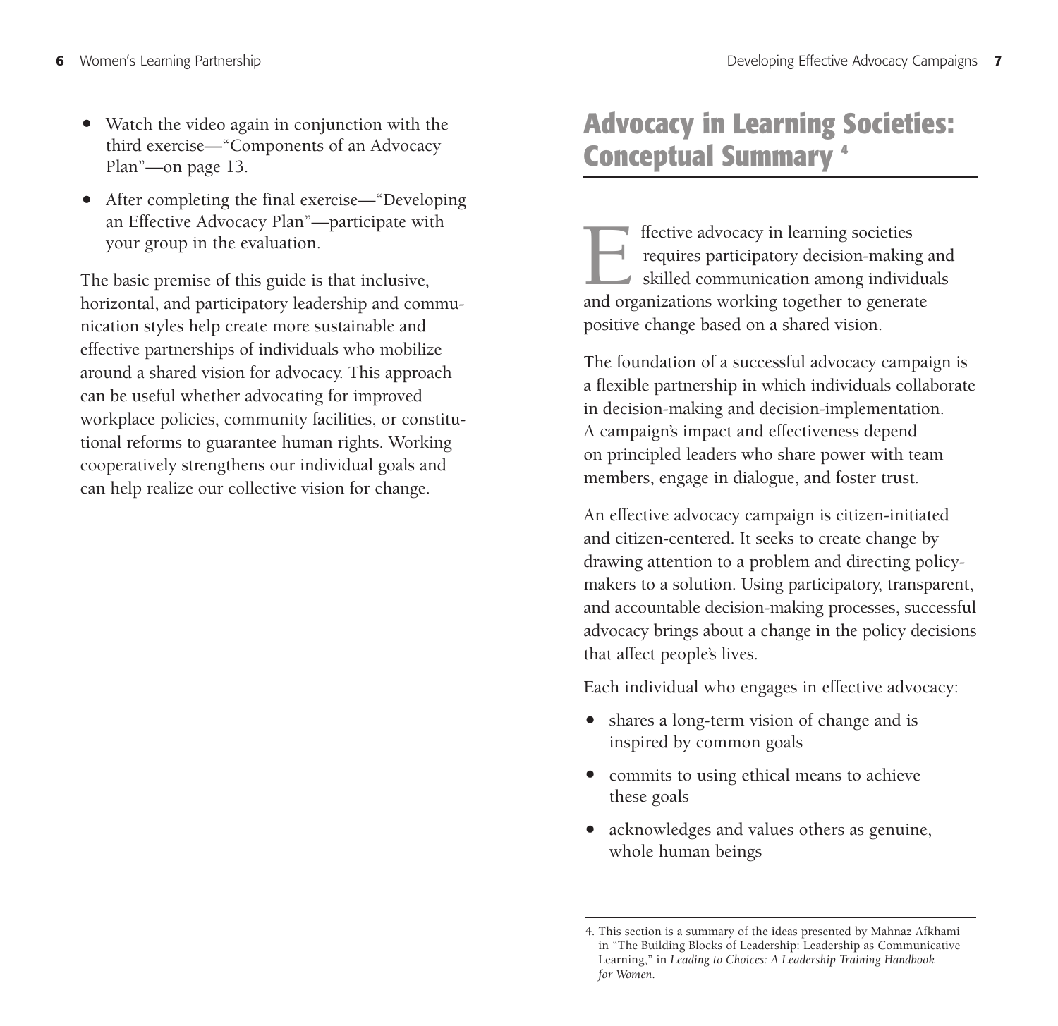- Watch the video again in conjunction with the third exercise—"Components of an Advocacy Plan"—on page 13.
- After completing the final exercise—"Developing an Effective Advocacy Plan"—participate with your group in the evaluation.

The basic premise of this guide is that inclusive, horizontal, and participatory leadership and communication styles help create more sustainable and effective partnerships of individuals who mobilize around a shared vision for advocacy. This approach can be useful whether advocating for improved workplace policies, community facilities, or constitutional reforms to guarantee human rights. Working cooperatively strengthens our individual goals and can help realize our collective vision for change.

## Advocacy in Learning Societies: Conceptual Summary [4]

Effective advocacy in learning societies requires participatory decision-making and skilled communication among individuals and organizations working together to generate positive change based on a shared vision.

The foundation of a successful advocacy campaign is a flexible partnership in which individuals collaborate in decision-making and decision-implementation. A campaign's impact and effectiveness depend on principled leaders who share power with team members, engage in dialogue, and foster trust.

An effective advocacy campaign is citizen-initiated and citizen-centered. It seeks to create change by drawing attention to a problem and directing policymakers to a solution. Using participatory, transparent, and accountable decision-making processes, successful advocacy brings about a change in the policy decisions that affect people's lives.

Each individual who engages in effective advocacy:

- shares a long-term vision of change and is inspired by common goals
- commits to using ethical means to achieve these goals
- acknowledges and values others as genuine, whole human beings

4. This section is a summary of the ideas presented by Mahnaz Afkhami in "The Building Blocks of Leadership: Leadership as Communicative Learning," in *Leading to Choices: A Leadership Training Handbook for Women*.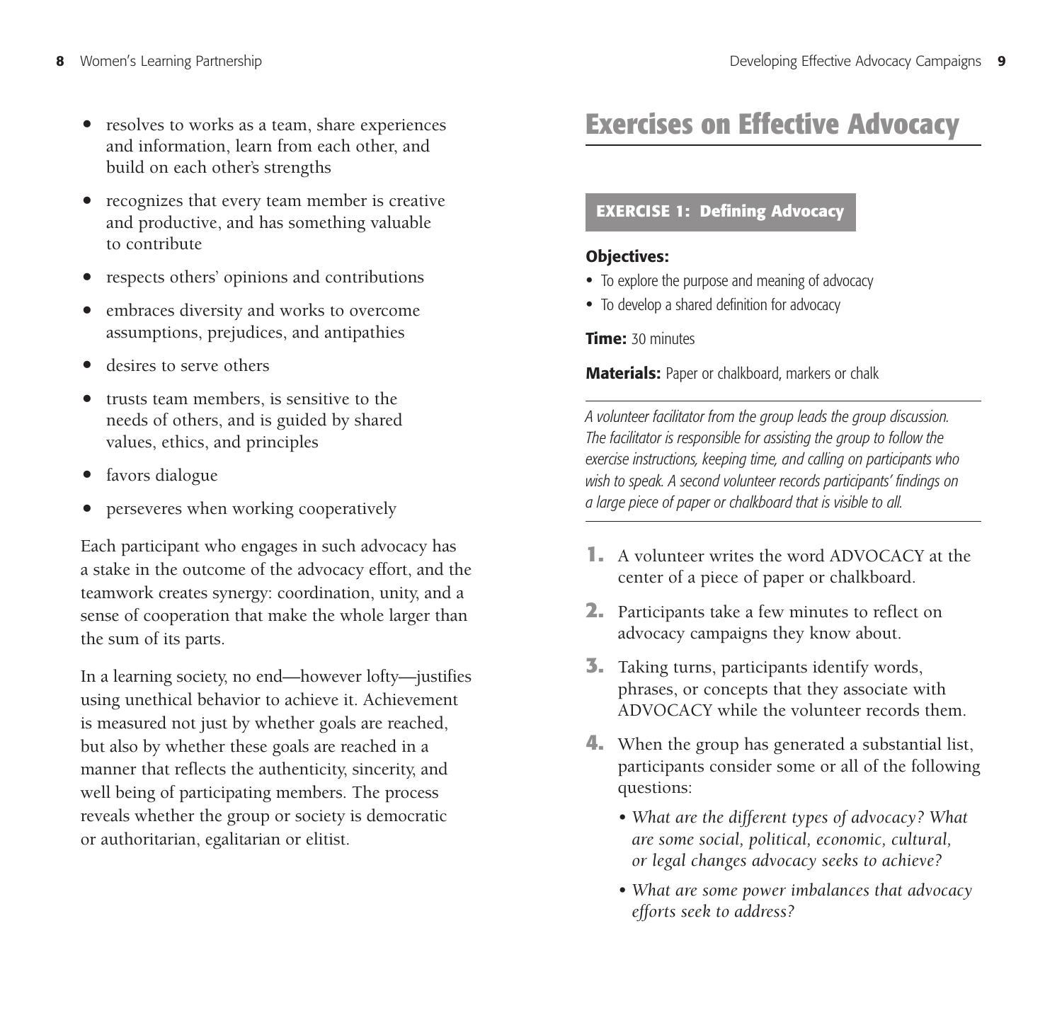- resolves to works as a team, share experiences and information, learn from each other, and build on each other's strengths
- recognizes that every team member is creative and productive, and has something valuable to contribute
- respects others' opinions and contributions
- embraces diversity and works to overcome assumptions, prejudices, and antipathies
- desires to serve others
- trusts team members, is sensitive to the needs of others, and is guided by shared values, ethics, and principles
- favors dialogue
- perseveres when working cooperatively

Each participant who engages in such advocacy has a stake in the outcome of the advocacy effort, and the teamwork creates synergy: coordination, unity, and a sense of cooperation that make the whole larger than the sum of its parts.

In a learning society, no end—however lofty—justifies using unethical behavior to achieve it. Achievement is measured not just by whether goals are reached, but also by whether these goals are reached in a manner that reflects the authenticity, sincerity, and well being of participating members. The process reveals whether the group or society is democratic or authoritarian, egalitarian or elitist.

# Exercises on Effective Advocacy

## EXERCISE 1: Defining Advocacy

**Objectives:**

- To explore the purpose and meaning of advocacy
- To develop a shared definition for advocacy

**Time:** 30 minutes

**Materials:** Paper or chalkboard, markers or chalk

*A volunteer facilitator from the group leads the group discussion. The facilitator is responsible for assisting the group to follow the exercise instructions, keeping time, and calling on participants who wish to speak. A second volunteer records participants' findings on a large piece of paper or chalkboard that is visible to all.*

1. A volunteer writes the word ADVOCACY at the center of a piece of paper or chalkboard.
2. Participants take a few minutes to reflect on advocacy campaigns they know about.
3. Taking turns, participants identify words, phrases, or concepts that they associate with ADVOCACY while the volunteer records them.
4. When the group has generated a substantial list, participants consider some or all of the following questions:
   - *What are the different types of advocacy? What are some social, political, economic, cultural, or legal changes advocacy seeks to achieve?*
   - *What are some power imbalances that advocacy efforts seek to address?*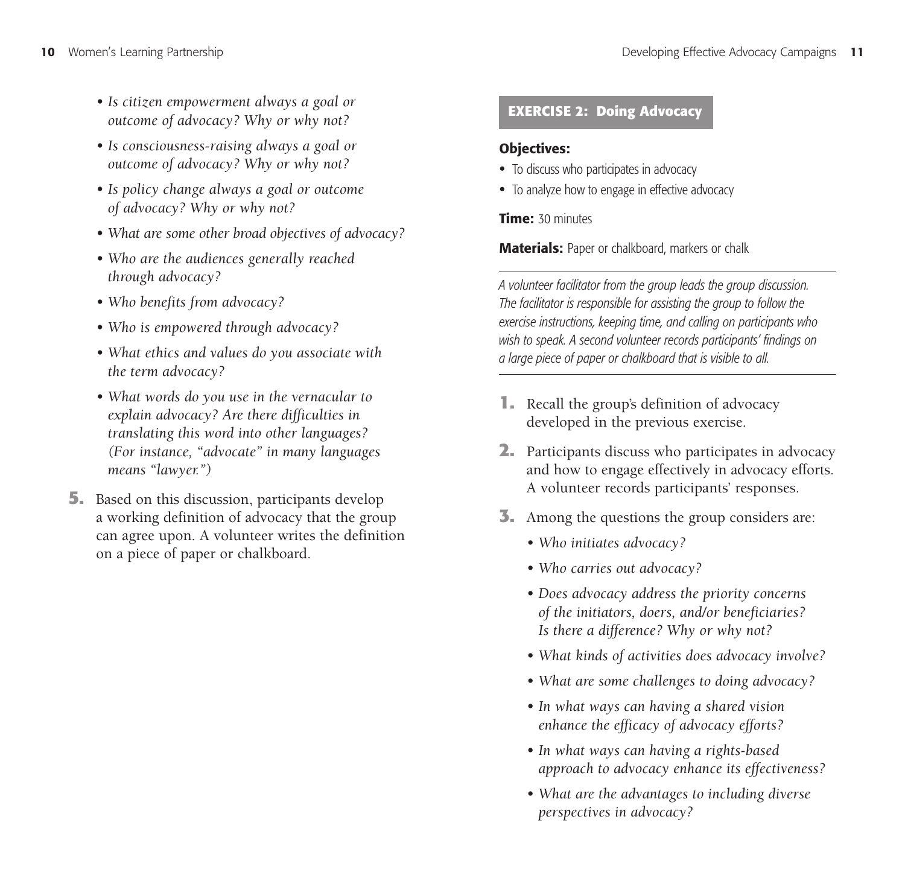- *Is citizen empowerment always a goal or outcome of advocacy? Why or why not?*
- *Is consciousness-raising always a goal or outcome of advocacy? Why or why not?*
- *Is policy change always a goal or outcome of advocacy? Why or why not?*
- *What are some other broad objectives of advocacy?*
- *Who are the audiences generally reached through advocacy?*
- *Who benefits from advocacy?*
- *Who is empowered through advocacy?*
- *What ethics and values do you associate with the term advocacy?*
- *What words do you use in the vernacular to explain advocacy? Are there difficulties in translating this word into other languages? (For instance, "advocate" in many languages means "lawyer.")*

**5.** Based on this discussion, participants develop a working definition of advocacy that the group can agree upon. A volunteer writes the definition on a piece of paper or chalkboard.

## EXERCISE 2: Doing Advocacy

**Objectives:**

- To discuss who participates in advocacy
- To analyze how to engage in effective advocacy

**Time:** 30 minutes

**Materials:** Paper or chalkboard, markers or chalk

*A volunteer facilitator from the group leads the group discussion. The facilitator is responsible for assisting the group to follow the exercise instructions, keeping time, and calling on participants who wish to speak. A second volunteer records participants' findings on a large piece of paper or chalkboard that is visible to all.*

**1.** Recall the group's definition of advocacy developed in the previous exercise.

**2.** Participants discuss who participates in advocacy and how to engage effectively in advocacy efforts. A volunteer records participants' responses.

**3.** Among the questions the group considers are:

- *Who initiates advocacy?*
- *Who carries out advocacy?*
- *Does advocacy address the priority concerns of the initiators, doers, and/or beneficiaries? Is there a difference? Why or why not?*
- *What kinds of activities does advocacy involve?*
- *What are some challenges to doing advocacy?*
- *In what ways can having a shared vision enhance the efficacy of advocacy efforts?*
- *In what ways can having a rights-based approach to advocacy enhance its effectiveness?*
- *What are the advantages to including diverse perspectives in advocacy?*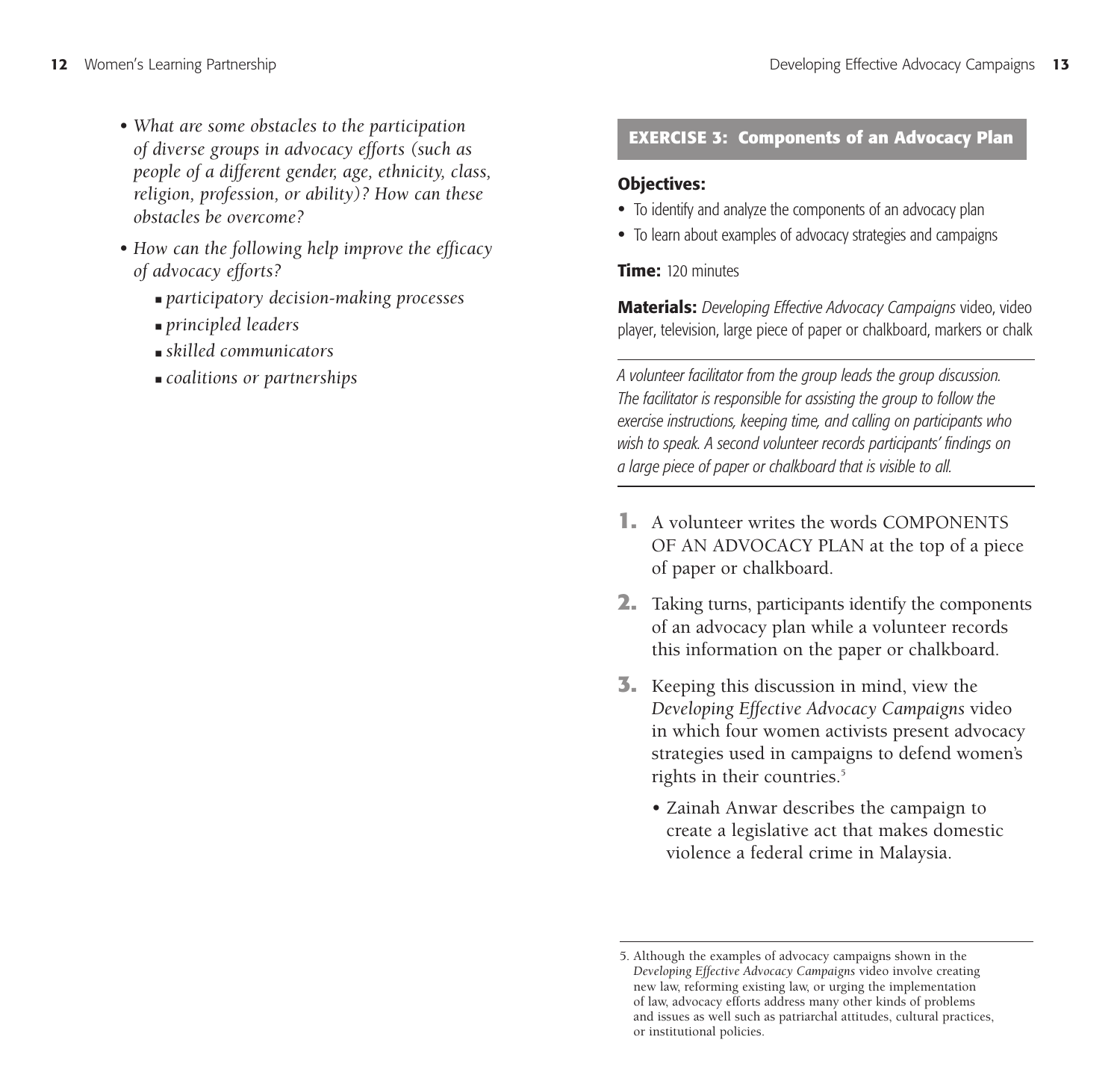- *What are some obstacles to the participation of diverse groups in advocacy efforts (such as people of a different gender, age, ethnicity, class, religion, profession, or ability)? How can these obstacles be overcome?*
- *How can the following help improve the efficacy of advocacy efforts?*
  - *participatory decision-making processes*
  - *principled leaders*
  - *skilled communicators*
  - *coalitions or partnerships*

## EXERCISE 3: Components of an Advocacy Plan

**Objectives:**

- To identify and analyze the components of an advocacy plan
- To learn about examples of advocacy strategies and campaigns

**Time:** 120 minutes

**Materials:** *Developing Effective Advocacy Campaigns* video, video player, television, large piece of paper or chalkboard, markers or chalk

*A volunteer facilitator from the group leads the group discussion. The facilitator is responsible for assisting the group to follow the exercise instructions, keeping time, and calling on participants who wish to speak. A second volunteer records participants' findings on a large piece of paper or chalkboard that is visible to all.*

1. A volunteer writes the words COMPONENTS OF AN ADVOCACY PLAN at the top of a piece of paper or chalkboard.
2. Taking turns, participants identify the components of an advocacy plan while a volunteer records this information on the paper or chalkboard.
3. Keeping this discussion in mind, view the *Developing Effective Advocacy Campaigns* video in which four women activists present advocacy strategies used in campaigns to defend women's rights in their countries.[5]
   - Zainah Anwar describes the campaign to create a legislative act that makes domestic violence a federal crime in Malaysia.

5. Although the examples of advocacy campaigns shown in the *Developing Effective Advocacy Campaigns* video involve creating new law, reforming existing law, or urging the implementation of law, advocacy efforts address many other kinds of problems and issues as well such as patriarchal attitudes, cultural practices, or institutional policies.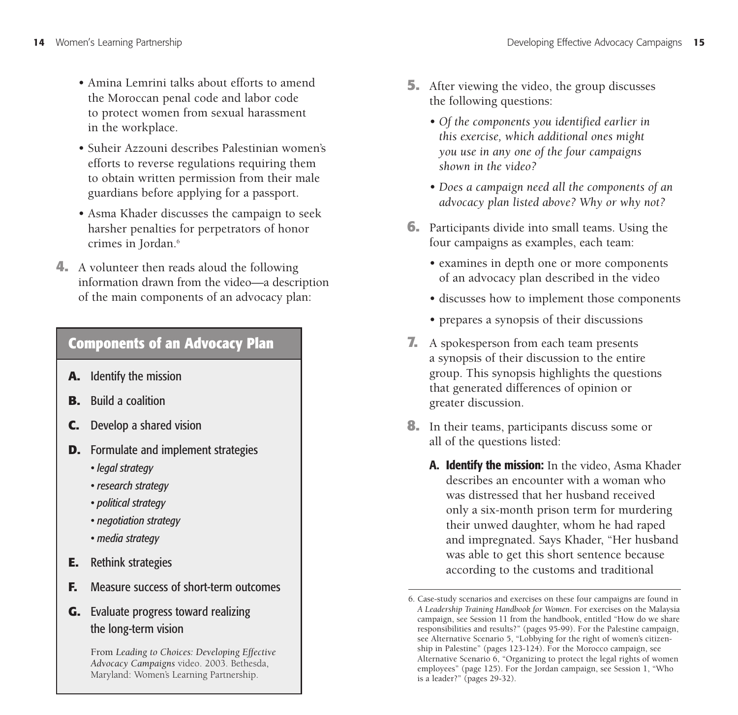- Amina Lemrini talks about efforts to amend the Moroccan penal code and labor code to protect women from sexual harassment in the workplace.
- Suheir Azzouni describes Palestinian women's efforts to reverse regulations requiring them to obtain written permission from their male guardians before applying for a passport.
- Asma Khader discusses the campaign to seek harsher penalties for perpetrators of honor crimes in Jordan.[6]

**4.** A volunteer then reads aloud the following information drawn from the video—a description of the main components of an advocacy plan:

## Components of an Advocacy Plan

**A.** Identify the mission

**B.** Build a coalition

**C.** Develop a shared vision

**D.** Formulate and implement strategies

- *legal strategy*
- *research strategy*
- *political strategy*
- *negotiation strategy*
- *media strategy*

**E.** Rethink strategies

**F.** Measure success of short-term outcomes

**G.** Evaluate progress toward realizing the long-term vision

From *Leading to Choices: Developing Effective Advocacy Campaigns* video. 2003. Bethesda, Maryland: Women's Learning Partnership.

**5.** After viewing the video, the group discusses the following questions:

- *Of the components you identified earlier in this exercise, which additional ones might you use in any one of the four campaigns shown in the video?*
- *Does a campaign need all the components of an advocacy plan listed above? Why or why not?*

**6.** Participants divide into small teams. Using the four campaigns as examples, each team:

- examines in depth one or more components of an advocacy plan described in the video
- discusses how to implement those components
- prepares a synopsis of their discussions

**7.** A spokesperson from each team presents a synopsis of their discussion to the entire group. This synopsis highlights the questions that generated differences of opinion or greater discussion.

**8.** In their teams, participants discuss some or all of the questions listed:

**A. Identify the mission:** In the video, Asma Khader describes an encounter with a woman who was distressed that her husband received only a six-month prison term for murdering their unwed daughter, whom he had raped and impregnated. Says Khader, "Her husband was able to get this short sentence because according to the customs and traditional

---

6. Case-study scenarios and exercises on these four campaigns are found in *A Leadership Training Handbook for Women*. For exercises on the Malaysia campaign, see Session 11 from the handbook, entitled "How do we share responsibilities and results?" (pages 95-99). For the Palestine campaign, see Alternative Scenario 5, "Lobbying for the right of women's citizenship in Palestine" (pages 123-124). For the Morocco campaign, see Alternative Scenario 6, "Organizing to protect the legal rights of women employees" (page 125). For the Jordan campaign, see Session 1, "Who is a leader?" (pages 29-32).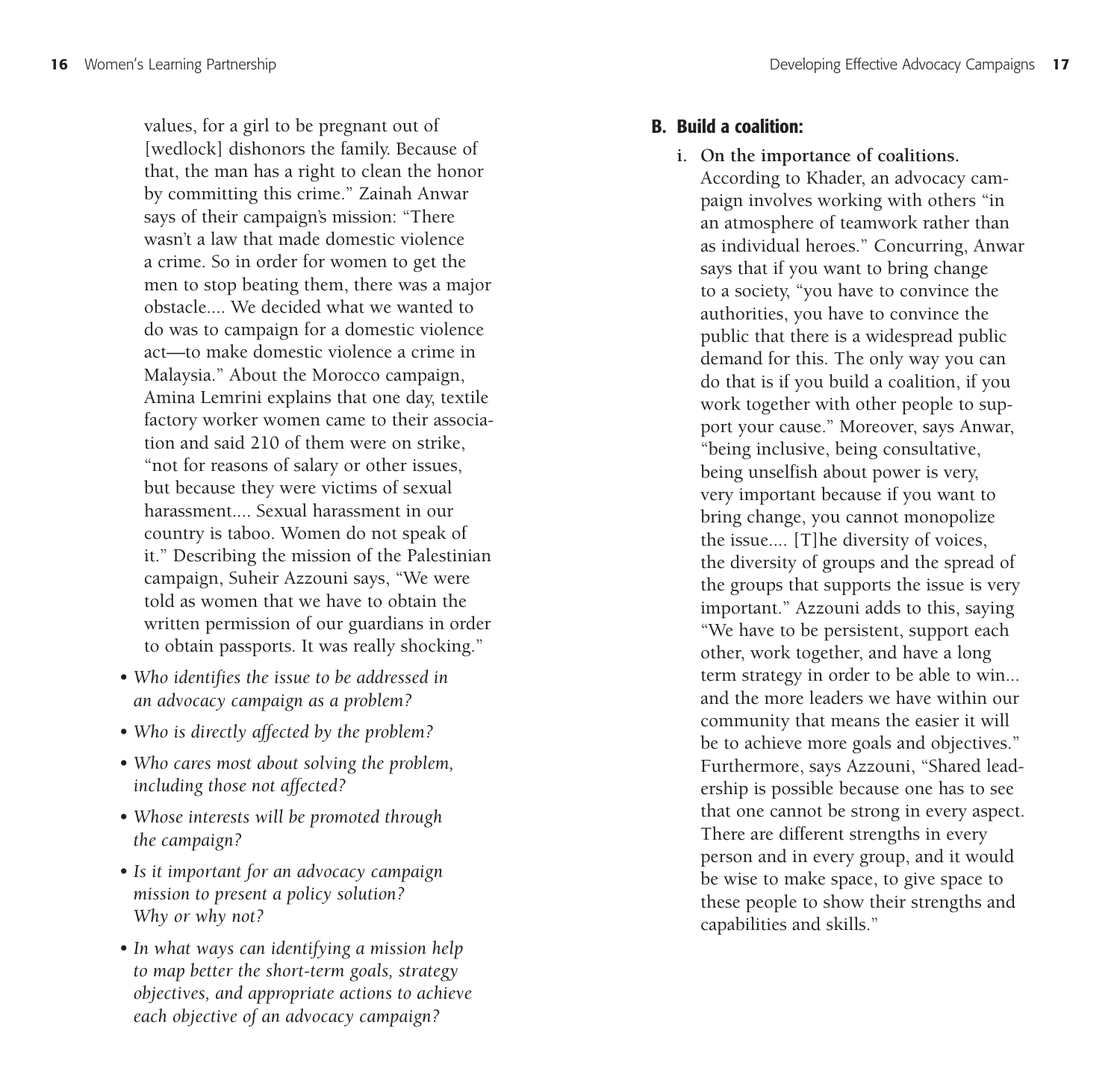values, for a girl to be pregnant out of [wedlock] dishonors the family. Because of that, the man has a right to clean the honor by committing this crime." Zainah Anwar says of their campaign's mission: "There wasn't a law that made domestic violence a crime. So in order for women to get the men to stop beating them, there was a major obstacle.... We decided what we wanted to do was to campaign for a domestic violence act—to make domestic violence a crime in Malaysia." About the Morocco campaign, Amina Lemrini explains that one day, textile factory worker women came to their association and said 210 of them were on strike, "not for reasons of salary or other issues, but because they were victims of sexual harassment.... Sexual harassment in our country is taboo. Women do not speak of it." Describing the mission of the Palestinian campaign, Suheir Azzouni says, "We were told as women that we have to obtain the written permission of our guardians in order to obtain passports. It was really shocking."

- *Who identifies the issue to be addressed in an advocacy campaign as a problem?*
- *Who is directly affected by the problem?*
- *Who cares most about solving the problem, including those not affected?*
- *Whose interests will be promoted through the campaign?*
- *Is it important for an advocacy campaign mission to present a policy solution? Why or why not?*
- *In what ways can identifying a mission help to map better the short-term goals, strategy objectives, and appropriate actions to achieve each objective of an advocacy campaign?*

## B. Build a coalition:

i. **On the importance of coalitions.** According to Khader, an advocacy campaign involves working with others "in an atmosphere of teamwork rather than as individual heroes." Concurring, Anwar says that if you want to bring change to a society, "you have to convince the authorities, you have to convince the public that there is a widespread public demand for this. The only way you can do that is if you build a coalition, if you work together with other people to support your cause." Moreover, says Anwar, "being inclusive, being consultative, being unselfish about power is very, very important because if you want to bring change, you cannot monopolize the issue.... [T]he diversity of voices, the diversity of groups and the spread of the groups that supports the issue is very important." Azzouni adds to this, saying "We have to be persistent, support each other, work together, and have a long term strategy in order to be able to win... and the more leaders we have within our community that means the easier it will be to achieve more goals and objectives." Furthermore, says Azzouni, "Shared leadership is possible because one has to see that one cannot be strong in every aspect. There are different strengths in every person and in every group, and it would be wise to make space, to give space to these people to show their strengths and capabilities and skills."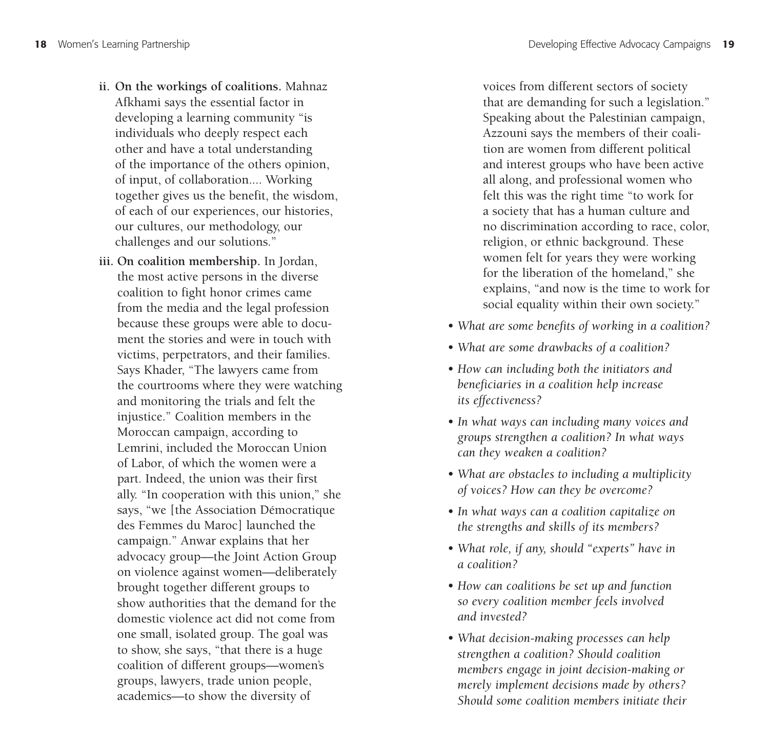ii. **On the workings of coalitions.** Mahnaz Afkhami says the essential factor in developing a learning community "is individuals who deeply respect each other and have a total understanding of the importance of the others opinion, of input, of collaboration.... Working together gives us the benefit, the wisdom, of each of our experiences, our histories, our cultures, our methodology, our challenges and our solutions."

iii. **On coalition membership.** In Jordan, the most active persons in the diverse coalition to fight honor crimes came from the media and the legal profession because these groups were able to document the stories and were in touch with victims, perpetrators, and their families. Says Khader, "The lawyers came from the courtrooms where they were watching and monitoring the trials and felt the injustice." Coalition members in the Moroccan campaign, according to Lemrini, included the Moroccan Union of Labor, of which the women were a part. Indeed, the union was their first ally. "In cooperation with this union," she says, "we [the Association Démocratique des Femmes du Maroc] launched the campaign." Anwar explains that her advocacy group—the Joint Action Group on violence against women—deliberately brought together different groups to show authorities that the demand for the domestic violence act did not come from one small, isolated group. The goal was to show, she says, "that there is a huge coalition of different groups—women's groups, lawyers, trade union people, academics—to show the diversity of voices from different sectors of society that are demanding for such a legislation." Speaking about the Palestinian campaign, Azzouni says the members of their coalition are women from different political and interest groups who have been active all along, and professional women who felt this was the right time "to work for a society that has a human culture and no discrimination according to race, color, religion, or ethnic background. These women felt for years they were working for the liberation of the homeland," she explains, "and now is the time to work for social equality within their own society."

- *What are some benefits of working in a coalition?*
- *What are some drawbacks of a coalition?*
- *How can including both the initiators and beneficiaries in a coalition help increase its effectiveness?*
- *In what ways can including many voices and groups strengthen a coalition? In what ways can they weaken a coalition?*
- *What are obstacles to including a multiplicity of voices? How can they be overcome?*
- *In what ways can a coalition capitalize on the strengths and skills of its members?*
- *What role, if any, should "experts" have in a coalition?*
- *How can coalitions be set up and function so every coalition member feels involved and invested?*
- *What decision-making processes can help strengthen a coalition? Should coalition members engage in joint decision-making or merely implement decisions made by others? Should some coalition members initiate their*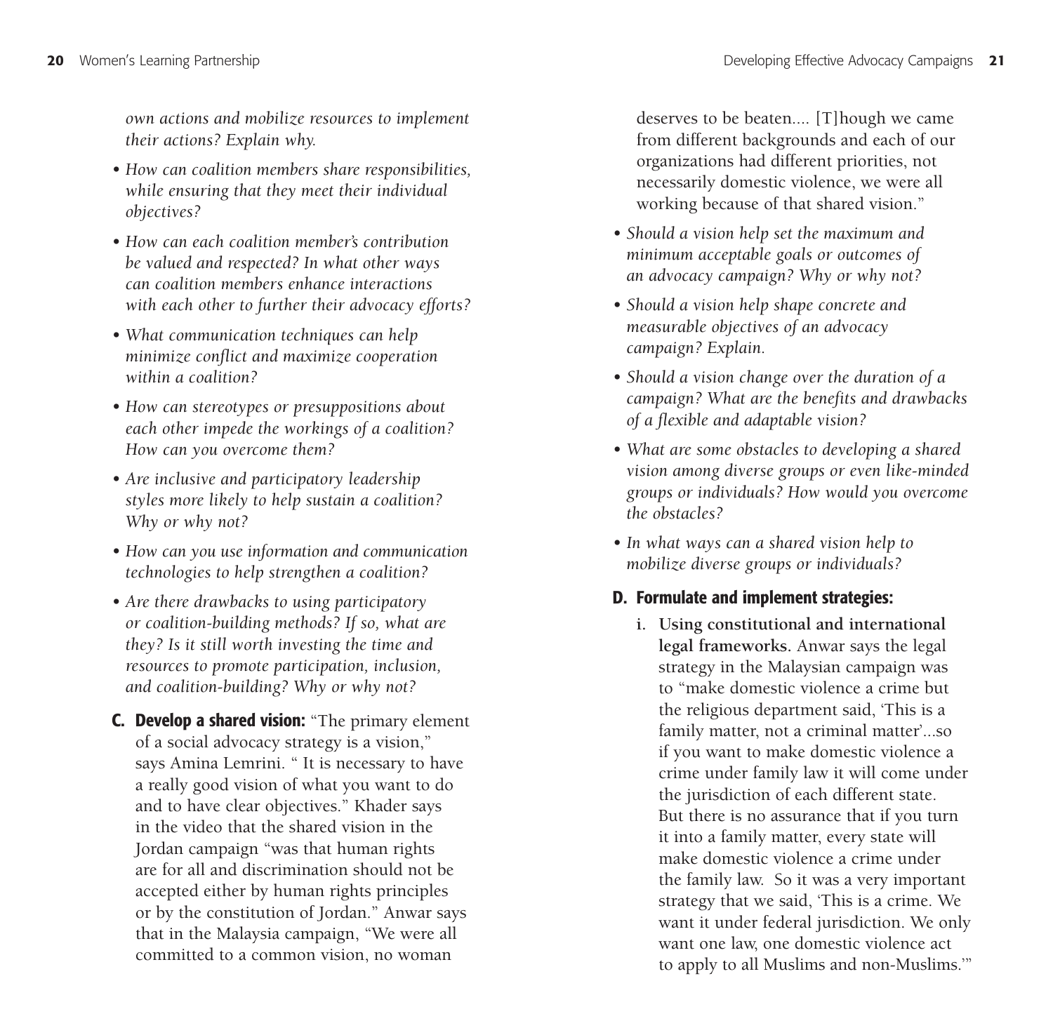*own actions and mobilize resources to implement their actions? Explain why.*

- *How can coalition members share responsibilities, while ensuring that they meet their individual objectives?*
- *How can each coalition member's contribution be valued and respected? In what other ways can coalition members enhance interactions with each other to further their advocacy efforts?*
- *What communication techniques can help minimize conflict and maximize cooperation within a coalition?*
- *How can stereotypes or presuppositions about each other impede the workings of a coalition? How can you overcome them?*
- *Are inclusive and participatory leadership styles more likely to help sustain a coalition? Why or why not?*
- *How can you use information and communication technologies to help strengthen a coalition?*
- *Are there drawbacks to using participatory or coalition-building methods? If so, what are they? Is it still worth investing the time and resources to promote participation, inclusion, and coalition-building? Why or why not?*

**C. Develop a shared vision:** "The primary element of a social advocacy strategy is a vision," says Amina Lemrini. " It is necessary to have a really good vision of what you want to do and to have clear objectives." Khader says in the video that the shared vision in the Jordan campaign "was that human rights are for all and discrimination should not be accepted either by human rights principles or by the constitution of Jordan." Anwar says that in the Malaysia campaign, "We were all committed to a common vision, no woman deserves to be beaten.... [T]hough we came from different backgrounds and each of our organizations had different priorities, not necessarily domestic violence, we were all working because of that shared vision."

- *Should a vision help set the maximum and minimum acceptable goals or outcomes of an advocacy campaign? Why or why not?*
- *Should a vision help shape concrete and measurable objectives of an advocacy campaign? Explain.*
- *Should a vision change over the duration of a campaign? What are the benefits and drawbacks of a flexible and adaptable vision?*
- *What are some obstacles to developing a shared vision among diverse groups or even like-minded groups or individuals? How would you overcome the obstacles?*
- *In what ways can a shared vision help to mobilize diverse groups or individuals?*

**D. Formulate and implement strategies:**

i. **Using constitutional and international legal frameworks.** Anwar says the legal strategy in the Malaysian campaign was to "make domestic violence a crime but the religious department said, 'This is a family matter, not a criminal matter'...so if you want to make domestic violence a crime under family law it will come under the jurisdiction of each different state. But there is no assurance that if you turn it into a family matter, every state will make domestic violence a crime under the family law. So it was a very important strategy that we said, 'This is a crime. We want it under federal jurisdiction. We only want one law, one domestic violence act to apply to all Muslims and non-Muslims.'"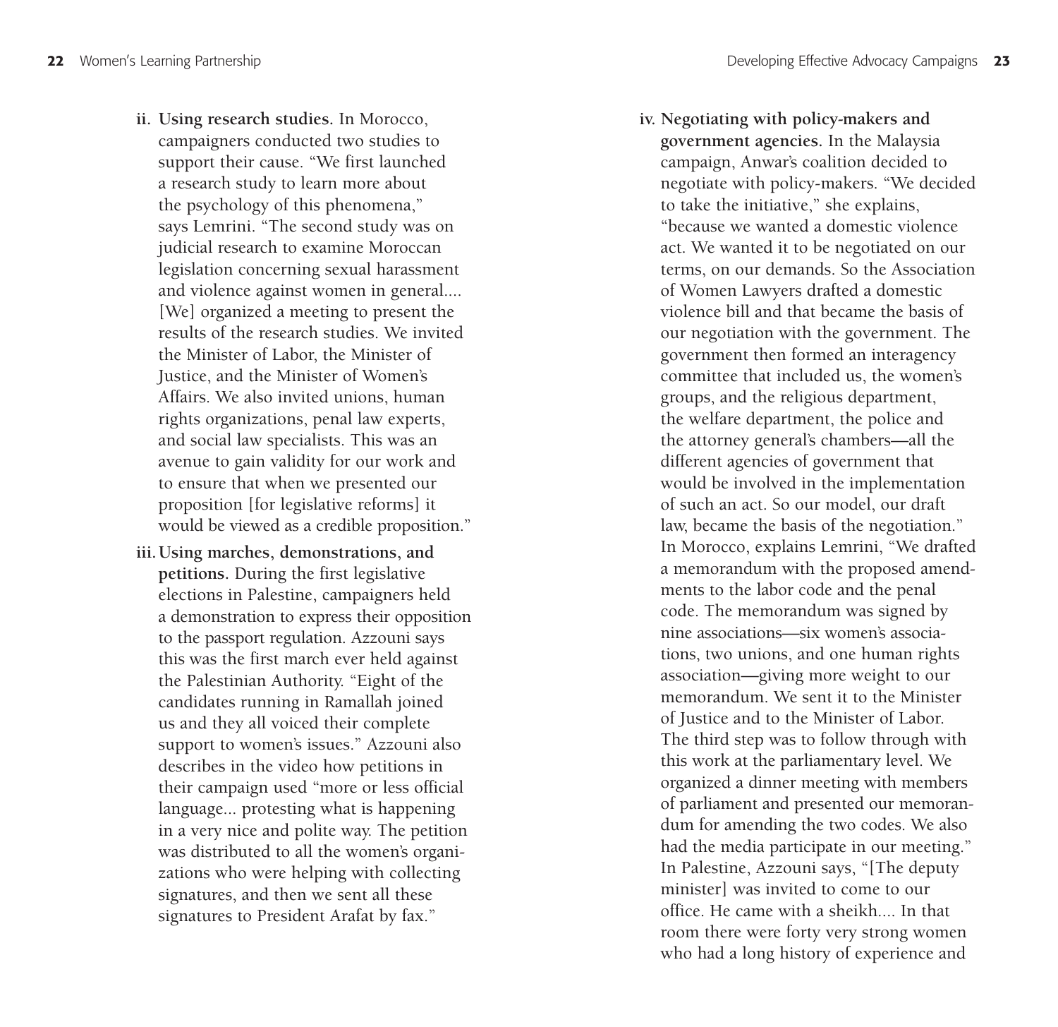ii. **Using research studies.** In Morocco, campaigners conducted two studies to support their cause. "We first launched a research study to learn more about the psychology of this phenomena," says Lemrini. "The second study was on judicial research to examine Moroccan legislation concerning sexual harassment and violence against women in general.... [We] organized a meeting to present the results of the research studies. We invited the Minister of Labor, the Minister of Justice, and the Minister of Women's Affairs. We also invited unions, human rights organizations, penal law experts, and social law specialists. This was an avenue to gain validity for our work and to ensure that when we presented our proposition [for legislative reforms] it would be viewed as a credible proposition."

iii. **Using marches, demonstrations, and petitions.** During the first legislative elections in Palestine, campaigners held a demonstration to express their opposition to the passport regulation. Azzouni says this was the first march ever held against the Palestinian Authority. "Eight of the candidates running in Ramallah joined us and they all voiced their complete support to women's issues." Azzouni also describes in the video how petitions in their campaign used "more or less official language... protesting what is happening in a very nice and polite way. The petition was distributed to all the women's organizations who were helping with collecting signatures, and then we sent all these signatures to President Arafat by fax."

iv. **Negotiating with policy-makers and government agencies.** In the Malaysia campaign, Anwar's coalition decided to negotiate with policy-makers. "We decided to take the initiative," she explains, "because we wanted a domestic violence act. We wanted it to be negotiated on our terms, on our demands. So the Association of Women Lawyers drafted a domestic violence bill and that became the basis of our negotiation with the government. The government then formed an interagency committee that included us, the women's groups, and the religious department, the welfare department, the police and the attorney general's chambers—all the different agencies of government that would be involved in the implementation of such an act. So our model, our draft law, became the basis of the negotiation." In Morocco, explains Lemrini, "We drafted a memorandum with the proposed amendments to the labor code and the penal code. The memorandum was signed by nine associations—six women's associations, two unions, and one human rights association—giving more weight to our memorandum. We sent it to the Minister of Justice and to the Minister of Labor. The third step was to follow through with this work at the parliamentary level. We organized a dinner meeting with members of parliament and presented our memorandum for amending the two codes. We also had the media participate in our meeting." In Palestine, Azzouni says, "[The deputy minister] was invited to come to our office. He came with a sheikh.... In that room there were forty very strong women who had a long history of experience and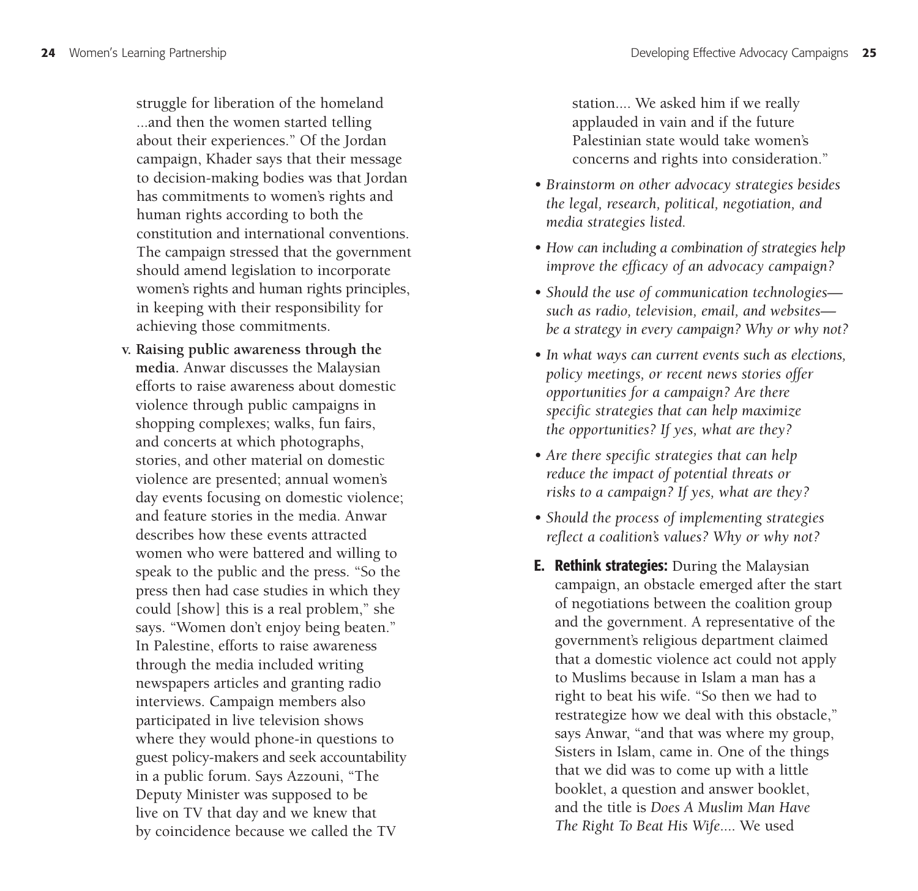struggle for liberation of the homeland ...and then the women started telling about their experiences." Of the Jordan campaign, Khader says that their message to decision-making bodies was that Jordan has commitments to women's rights and human rights according to both the constitution and international conventions. The campaign stressed that the government should amend legislation to incorporate women's rights and human rights principles, in keeping with their responsibility for achieving those commitments.

v. **Raising public awareness through the media.** Anwar discusses the Malaysian efforts to raise awareness about domestic violence through public campaigns in shopping complexes; walks, fun fairs, and concerts at which photographs, stories, and other material on domestic violence are presented; annual women's day events focusing on domestic violence; and feature stories in the media. Anwar describes how these events attracted women who were battered and willing to speak to the public and the press. "So the press then had case studies in which they could [show] this is a real problem," she says. "Women don't enjoy being beaten." In Palestine, efforts to raise awareness through the media included writing newspapers articles and granting radio interviews. Campaign members also participated in live television shows where they would phone-in questions to guest policy-makers and seek accountability in a public forum. Says Azzouni, "The Deputy Minister was supposed to be live on TV that day and we knew that by coincidence because we called the TV station.... We asked him if we really applauded in vain and if the future Palestinian state would take women's concerns and rights into consideration."

- *Brainstorm on other advocacy strategies besides the legal, research, political, negotiation, and media strategies listed.*
- *How can including a combination of strategies help improve the efficacy of an advocacy campaign?*
- *Should the use of communication technologies—such as radio, television, email, and websites—be a strategy in every campaign? Why or why not?*
- *In what ways can current events such as elections, policy meetings, or recent news stories offer opportunities for a campaign? Are there specific strategies that can help maximize the opportunities? If yes, what are they?*
- *Are there specific strategies that can help reduce the impact of potential threats or risks to a campaign? If yes, what are they?*
- *Should the process of implementing strategies reflect a coalition's values? Why or why not?*

**E. Rethink strategies:** During the Malaysian campaign, an obstacle emerged after the start of negotiations between the coalition group and the government. A representative of the government's religious department claimed that a domestic violence act could not apply to Muslims because in Islam a man has a right to beat his wife. "So then we had to restrategize how we deal with this obstacle," says Anwar, "and that was where my group, Sisters in Islam, came in. One of the things that we did was to come up with a little booklet, a question and answer booklet, and the title is *Does A Muslim Man Have The Right To Beat His Wife*.... We used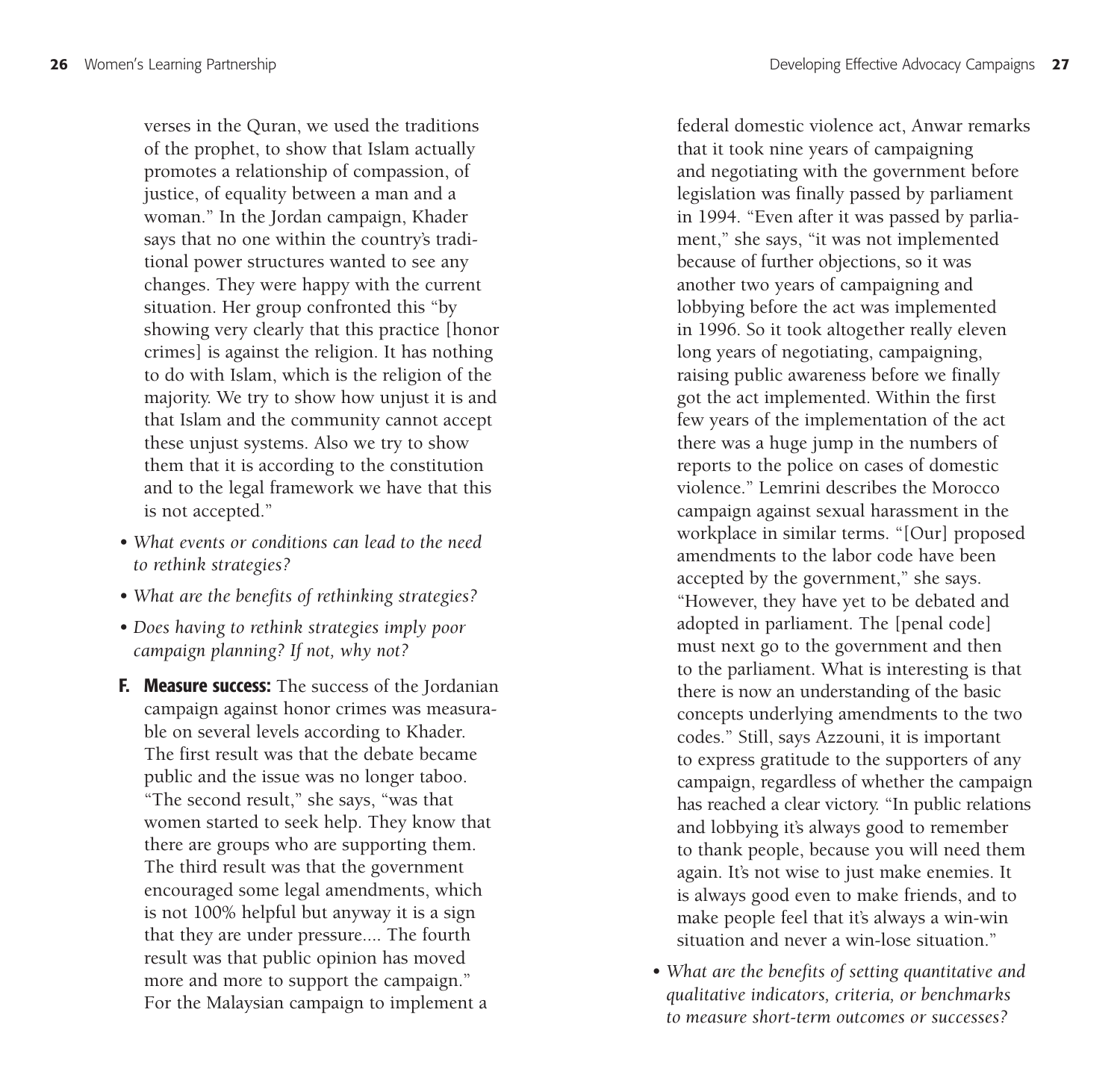verses in the Quran, we used the traditions of the prophet, to show that Islam actually promotes a relationship of compassion, of justice, of equality between a man and a woman." In the Jordan campaign, Khader says that no one within the country's traditional power structures wanted to see any changes. They were happy with the current situation. Her group confronted this "by showing very clearly that this practice [honor crimes] is against the religion. It has nothing to do with Islam, which is the religion of the majority. We try to show how unjust it is and that Islam and the community cannot accept these unjust systems. Also we try to show them that it is according to the constitution and to the legal framework we have that this is not accepted."

- *What events or conditions can lead to the need to rethink strategies?*
- *What are the benefits of rethinking strategies?*
- *Does having to rethink strategies imply poor campaign planning? If not, why not?*

**F. Measure success:** The success of the Jordanian campaign against honor crimes was measurable on several levels according to Khader. The first result was that the debate became public and the issue was no longer taboo. "The second result," she says, "was that women started to seek help. They know that there are groups who are supporting them. The third result was that the government encouraged some legal amendments, which is not 100% helpful but anyway it is a sign that they are under pressure.... The fourth result was that public opinion has moved more and more to support the campaign." For the Malaysian campaign to implement a federal domestic violence act, Anwar remarks that it took nine years of campaigning and negotiating with the government before legislation was finally passed by parliament in 1994. "Even after it was passed by parliament," she says, "it was not implemented because of further objections, so it was another two years of campaigning and lobbying before the act was implemented in 1996. So it took altogether really eleven long years of negotiating, campaigning, raising public awareness before we finally got the act implemented. Within the first few years of the implementation of the act there was a huge jump in the numbers of reports to the police on cases of domestic violence." Lemrini describes the Morocco campaign against sexual harassment in the workplace in similar terms. "[Our] proposed amendments to the labor code have been accepted by the government," she says. "However, they have yet to be debated and adopted in parliament. The [penal code] must next go to the government and then to the parliament. What is interesting is that there is now an understanding of the basic concepts underlying amendments to the two codes." Still, says Azzouni, it is important to express gratitude to the supporters of any campaign, regardless of whether the campaign has reached a clear victory. "In public relations and lobbying it's always good to remember to thank people, because you will need them again. It's not wise to just make enemies. It is always good even to make friends, and to make people feel that it's always a win-win situation and never a win-lose situation."

- *What are the benefits of setting quantitative and qualitative indicators, criteria, or benchmarks to measure short-term outcomes or successes?*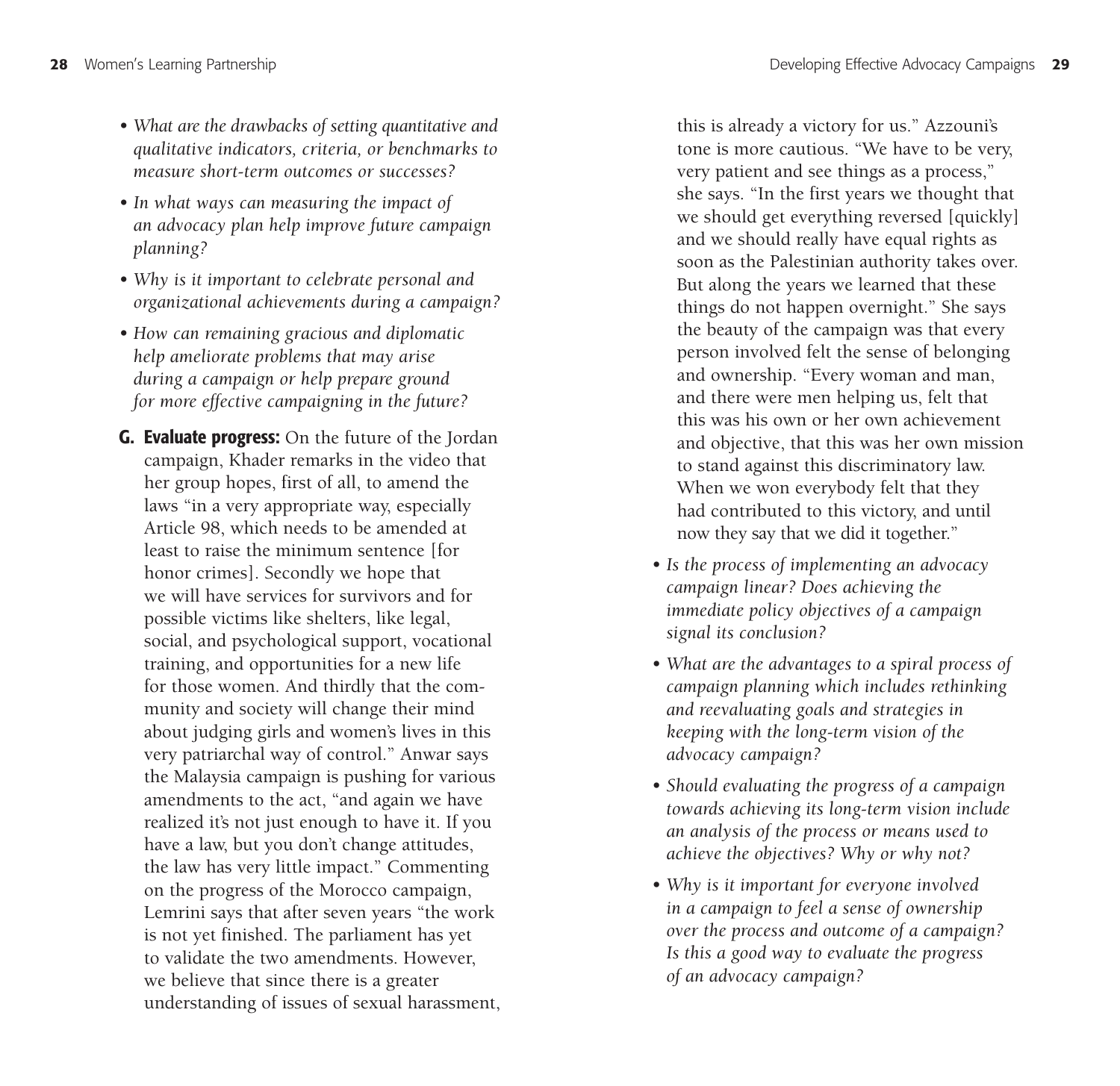- *What are the drawbacks of setting quantitative and qualitative indicators, criteria, or benchmarks to measure short-term outcomes or successes?*
- *In what ways can measuring the impact of an advocacy plan help improve future campaign planning?*
- *Why is it important to celebrate personal and organizational achievements during a campaign?*
- *How can remaining gracious and diplomatic help ameliorate problems that may arise during a campaign or help prepare ground for more effective campaigning in the future?*

**G. Evaluate progress:** On the future of the Jordan campaign, Khader remarks in the video that her group hopes, first of all, to amend the laws "in a very appropriate way, especially Article 98, which needs to be amended at least to raise the minimum sentence [for honor crimes]. Secondly we hope that we will have services for survivors and for possible victims like shelters, like legal, social, and psychological support, vocational training, and opportunities for a new life for those women. And thirdly that the community and society will change their mind about judging girls and women's lives in this very patriarchal way of control." Anwar says the Malaysia campaign is pushing for various amendments to the act, "and again we have realized it's not just enough to have it. If you have a law, but you don't change attitudes, the law has very little impact." Commenting on the progress of the Morocco campaign, Lemrini says that after seven years "the work is not yet finished. The parliament has yet to validate the two amendments. However, we believe that since there is a greater understanding of issues of sexual harassment, this is already a victory for us." Azzouni's tone is more cautious. "We have to be very, very patient and see things as a process," she says. "In the first years we thought that we should get everything reversed [quickly] and we should really have equal rights as soon as the Palestinian authority takes over. But along the years we learned that these things do not happen overnight." She says the beauty of the campaign was that every person involved felt the sense of belonging and ownership. "Every woman and man, and there were men helping us, felt that this was his own or her own achievement and objective, that this was her own mission to stand against this discriminatory law. When we won everybody felt that they had contributed to this victory, and until now they say that we did it together."

- *Is the process of implementing an advocacy campaign linear? Does achieving the immediate policy objectives of a campaign signal its conclusion?*
- *What are the advantages to a spiral process of campaign planning which includes rethinking and reevaluating goals and strategies in keeping with the long-term vision of the advocacy campaign?*
- *Should evaluating the progress of a campaign towards achieving its long-term vision include an analysis of the process or means used to achieve the objectives? Why or why not?*
- *Why is it important for everyone involved in a campaign to feel a sense of ownership over the process and outcome of a campaign? Is this a good way to evaluate the progress of an advocacy campaign?*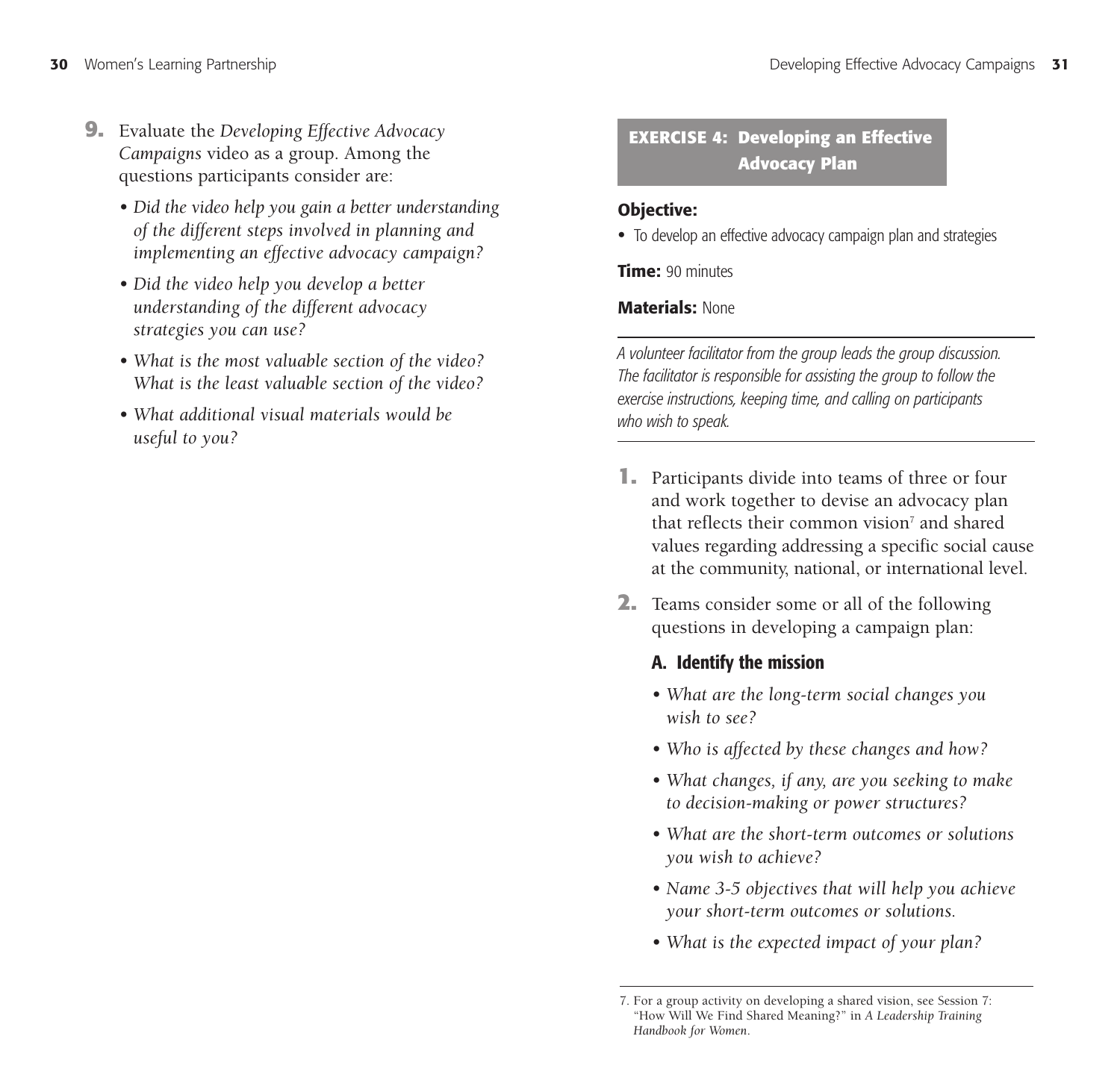9. Evaluate the *Developing Effective Advocacy Campaigns* video as a group. Among the questions participants consider are:

   - *Did the video help you gain a better understanding of the different steps involved in planning and implementing an effective advocacy campaign?*
   - *Did the video help you develop a better understanding of the different advocacy strategies you can use?*
   - *What is the most valuable section of the video? What is the least valuable section of the video?*
   - *What additional visual materials would be useful to you?*

## EXERCISE 4: Developing an Effective Advocacy Plan

**Objective:**

- To develop an effective advocacy campaign plan and strategies

**Time:** 90 minutes

**Materials:** None

---

*A volunteer facilitator from the group leads the group discussion. The facilitator is responsible for assisting the group to follow the exercise instructions, keeping time, and calling on participants who wish to speak.*

---

1. Participants divide into teams of three or four and work together to devise an advocacy plan that reflects their common vision[7] and shared values regarding addressing a specific social cause at the community, national, or international level.

2. Teams consider some or all of the following questions in developing a campaign plan:

   **A. Identify the mission**

   - *What are the long-term social changes you wish to see?*
   - *Who is affected by these changes and how?*
   - *What changes, if any, are you seeking to make to decision-making or power structures?*
   - *What are the short-term outcomes or solutions you wish to achieve?*
   - *Name 3-5 objectives that will help you achieve your short-term outcomes or solutions.*
   - *What is the expected impact of your plan?*

---

7. For a group activity on developing a shared vision, see Session 7: "How Will We Find Shared Meaning?" in *A Leadership Training Handbook for Women*.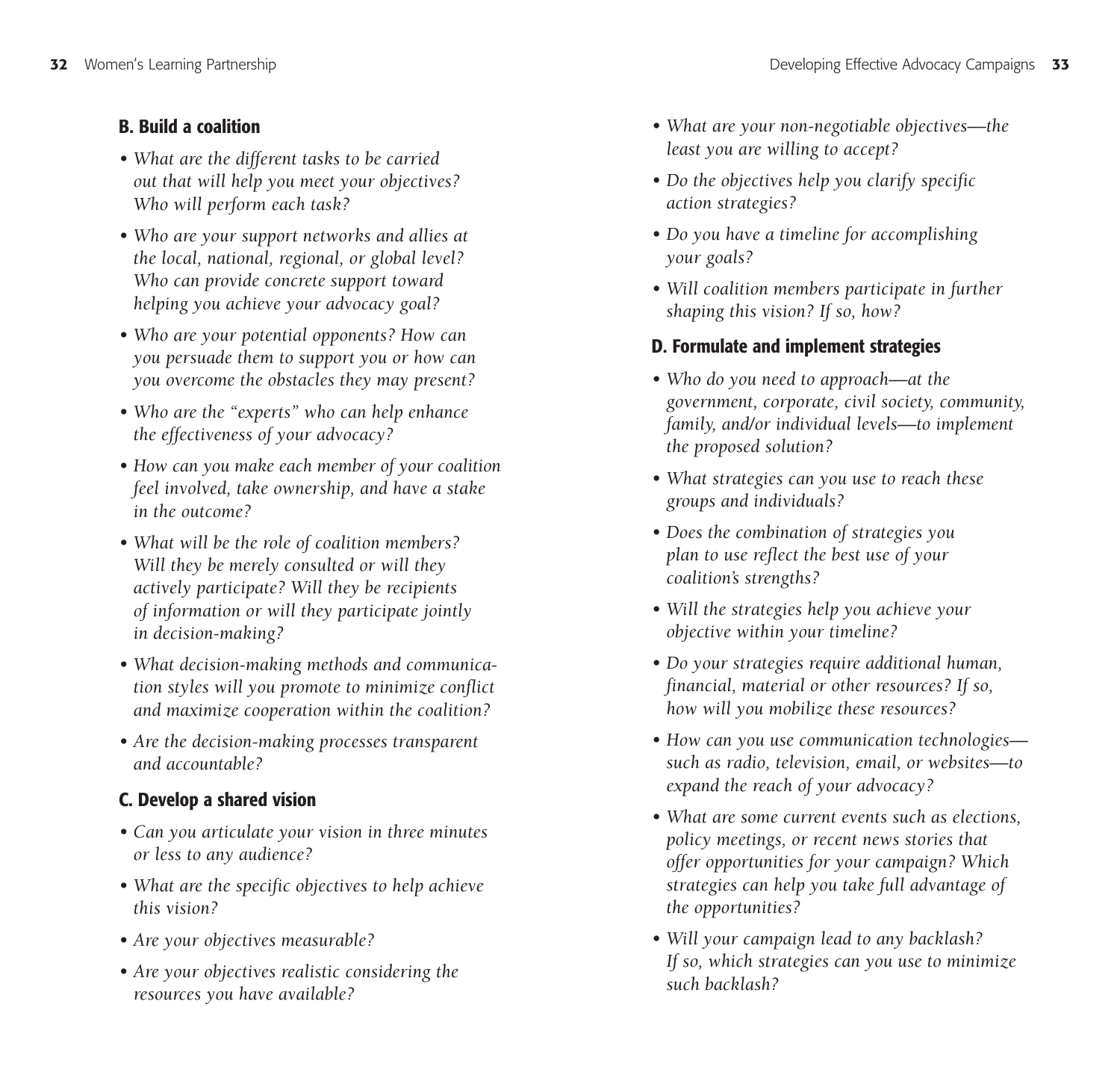### B. Build a coalition

- *What are the different tasks to be carried out that will help you meet your objectives? Who will perform each task?*
- *Who are your support networks and allies at the local, national, regional, or global level? Who can provide concrete support toward helping you achieve your advocacy goal?*
- *Who are your potential opponents? How can you persuade them to support you or how can you overcome the obstacles they may present?*
- *Who are the "experts" who can help enhance the effectiveness of your advocacy?*
- *How can you make each member of your coalition feel involved, take ownership, and have a stake in the outcome?*
- *What will be the role of coalition members? Will they be merely consulted or will they actively participate? Will they be recipients of information or will they participate jointly in decision-making?*
- *What decision-making methods and communication styles will you promote to minimize conflict and maximize cooperation within the coalition?*
- *Are the decision-making processes transparent and accountable?*

### C. Develop a shared vision

- *Can you articulate your vision in three minutes or less to any audience?*
- *What are the specific objectives to help achieve this vision?*
- *Are your objectives measurable?*
- *Are your objectives realistic considering the resources you have available?*
- *What are your non-negotiable objectives—the least you are willing to accept?*
- *Do the objectives help you clarify specific action strategies?*
- *Do you have a timeline for accomplishing your goals?*
- *Will coalition members participate in further shaping this vision? If so, how?*

### D. Formulate and implement strategies

- *Who do you need to approach—at the government, corporate, civil society, community, family, and/or individual levels—to implement the proposed solution?*
- *What strategies can you use to reach these groups and individuals?*
- *Does the combination of strategies you plan to use reflect the best use of your coalition's strengths?*
- *Will the strategies help you achieve your objective within your timeline?*
- *Do your strategies require additional human, financial, material or other resources? If so, how will you mobilize these resources?*
- *How can you use communication technologies—such as radio, television, email, or websites—to expand the reach of your advocacy?*
- *What are some current events such as elections, policy meetings, or recent news stories that offer opportunities for your campaign? Which strategies can help you take full advantage of the opportunities?*
- *Will your campaign lead to any backlash? If so, which strategies can you use to minimize such backlash?*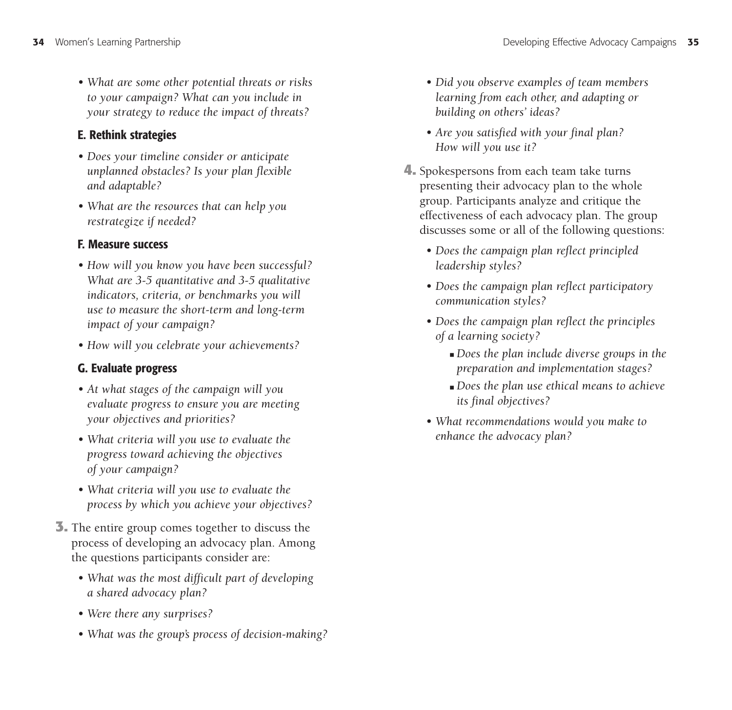- *What are some other potential threats or risks to your campaign? What can you include in your strategy to reduce the impact of threats?*

### E. Rethink strategies

- *Does your timeline consider or anticipate unplanned obstacles? Is your plan flexible and adaptable?*
- *What are the resources that can help you restrategize if needed?*

### F. Measure success

- *How will you know you have been successful? What are 3-5 quantitative and 3-5 qualitative indicators, criteria, or benchmarks you will use to measure the short-term and long-term impact of your campaign?*
- *How will you celebrate your achievements?*

### G. Evaluate progress

- *At what stages of the campaign will you evaluate progress to ensure you are meeting your objectives and priorities?*
- *What criteria will you use to evaluate the progress toward achieving the objectives of your campaign?*
- *What criteria will you use to evaluate the process by which you achieve your objectives?*

**3.** The entire group comes together to discuss the process of developing an advocacy plan. Among the questions participants consider are:

- *What was the most difficult part of developing a shared advocacy plan?*
- *Were there any surprises?*
- *What was the group's process of decision-making?*
- *Did you observe examples of team members learning from each other, and adapting or building on others' ideas?*
- *Are you satisfied with your final plan? How will you use it?*

**4.** Spokespersons from each team take turns presenting their advocacy plan to the whole group. Participants analyze and critique the effectiveness of each advocacy plan. The group discusses some or all of the following questions:

- *Does the campaign plan reflect principled leadership styles?*
- *Does the campaign plan reflect participatory communication styles?*
- *Does the campaign plan reflect the principles of a learning society?*
  - *Does the plan include diverse groups in the preparation and implementation stages?*
  - *Does the plan use ethical means to achieve its final objectives?*
- *What recommendations would you make to enhance the advocacy plan?*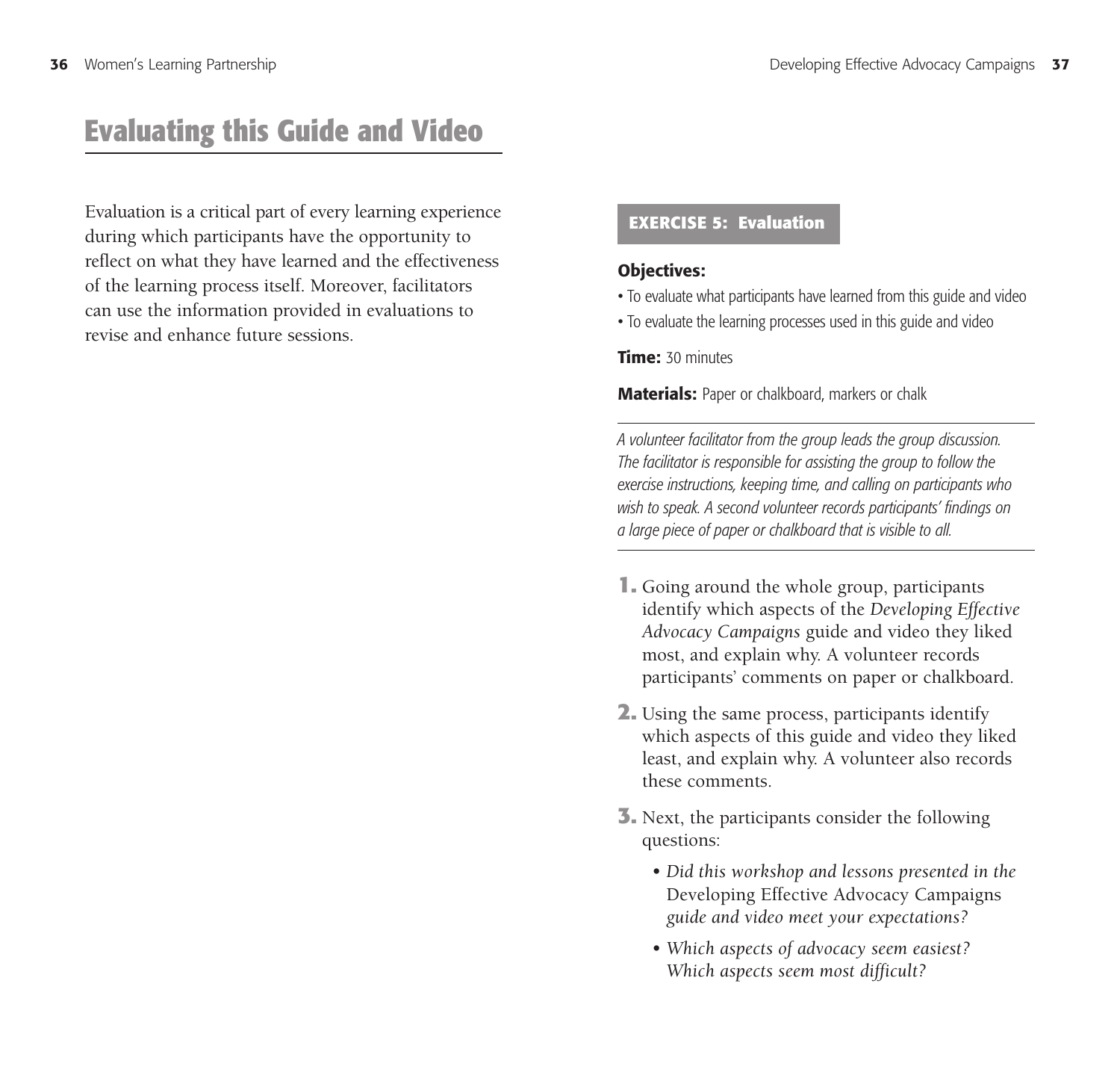# Evaluating this Guide and Video

Evaluation is a critical part of every learning experience during which participants have the opportunity to reflect on what they have learned and the effectiveness of the learning process itself. Moreover, facilitators can use the information provided in evaluations to revise and enhance future sessions.

## EXERCISE 5: Evaluation

**Objectives:**

- To evaluate what participants have learned from this guide and video
- To evaluate the learning processes used in this guide and video

**Time:** 30 minutes

**Materials:** Paper or chalkboard, markers or chalk

---

*A volunteer facilitator from the group leads the group discussion. The facilitator is responsible for assisting the group to follow the exercise instructions, keeping time, and calling on participants who wish to speak. A second volunteer records participants' findings on a large piece of paper or chalkboard that is visible to all.*

---

1. Going around the whole group, participants identify which aspects of the *Developing Effective Advocacy Campaigns* guide and video they liked most, and explain why. A volunteer records participants' comments on paper or chalkboard.
2. Using the same process, participants identify which aspects of this guide and video they liked least, and explain why. A volunteer also records these comments.
3. Next, the participants consider the following questions:
   - *Did this workshop and lessons presented in the* Developing Effective Advocacy Campaigns *guide and video meet your expectations?*
   - *Which aspects of advocacy seem easiest? Which aspects seem most difficult?*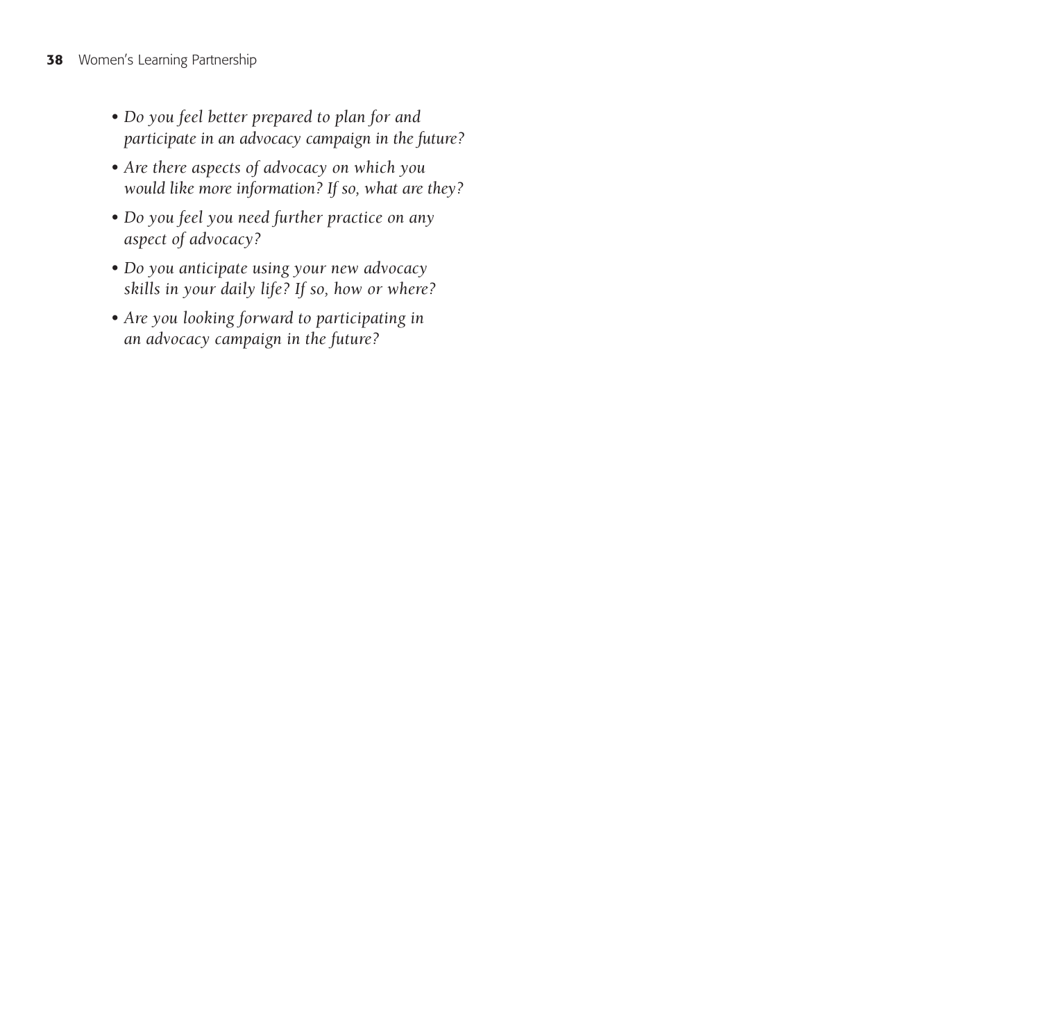- *Do you feel better prepared to plan for and participate in an advocacy campaign in the future?*
- *Are there aspects of advocacy on which you would like more information? If so, what are they?*
- *Do you feel you need further practice on any aspect of advocacy?*
- *Do you anticipate using your new advocacy skills in your daily life? If so, how or where?*
- *Are you looking forward to participating in an advocacy campaign in the future?*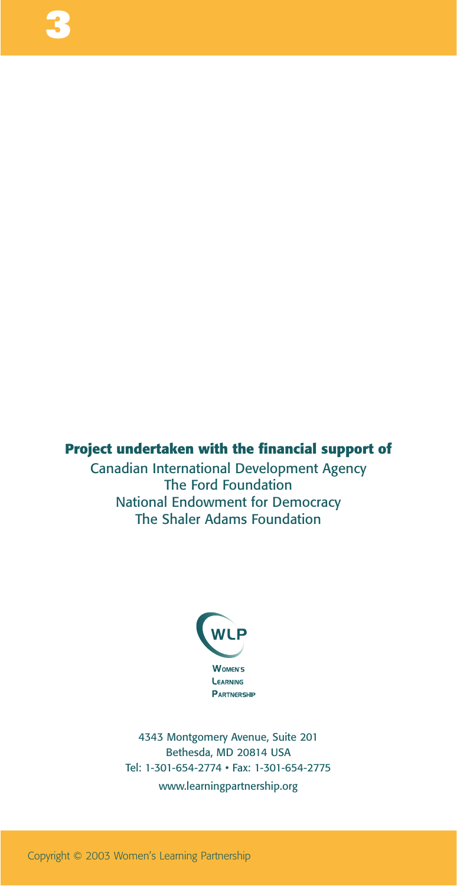# 3

**Project undertaken with the financial support of**

Canadian International Development Agency
The Ford Foundation
National Endowment for Democracy
The Shaler Adams Foundation

WLP
Women's
Learning
Partnership

4343 Montgomery Avenue, Suite 201
Bethesda, MD 20814 USA
Tel: 1-301-654-2774 • Fax: 1-301-654-2775
www.learningpartnership.org

Copyright © 2003 Women's Learning Partnership